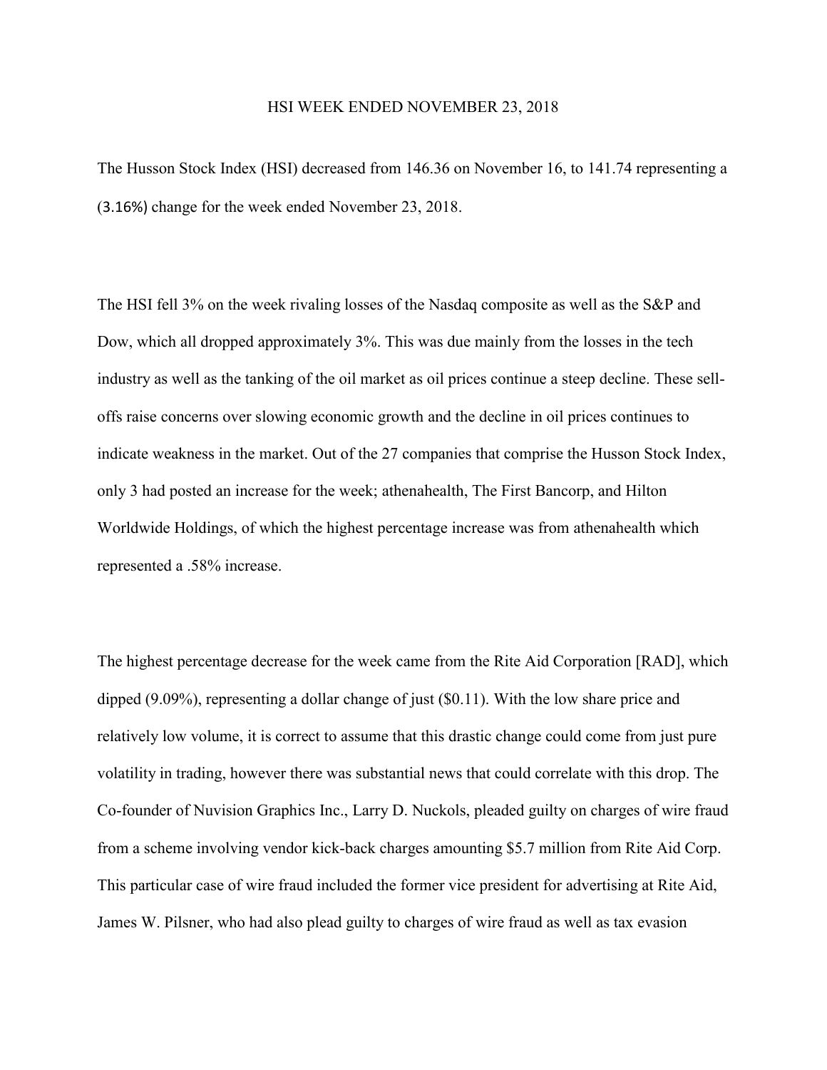# HSI WEEK ENDED NOVEMBER 23, 2018

The Husson Stock Index (HSI) decreased from 146.36 on November 16, to 141.74 representing a (3.16%) change for the week ended November 23, 2018.

The HSI fell 3% on the week rivaling losses of the Nasdaq composite as well as the S&P and Dow, which all dropped approximately 3%. This was due mainly from the losses in the tech industry as well as the tanking of the oil market as oil prices continue a steep decline. These sell-offs raise concerns over slowing economic growth and the decline in oil prices continues to indicate weakness in the market. Out of the 27 companies that comprise the Husson Stock Index, only 3 had posted an increase for the week; athenahealth, The First Bancorp, and Hilton Worldwide Holdings, of which the highest percentage increase was from athenahealth which represented a .58% increase.

The highest percentage decrease for the week came from the Rite Aid Corporation [RAD], which dipped (9.09%), representing a dollar change of just ($0.11). With the low share price and relatively low volume, it is correct to assume that this drastic change could come from just pure volatility in trading, however there was substantial news that could correlate with this drop. The Co-founder of Nuvision Graphics Inc., Larry D. Nuckols, pleaded guilty on charges of wire fraud from a scheme involving vendor kick-back charges amounting $5.7 million from Rite Aid Corp. This particular case of wire fraud included the former vice president for advertising at Rite Aid, James W. Pilsner, who had also plead guilty to charges of wire fraud as well as tax evasion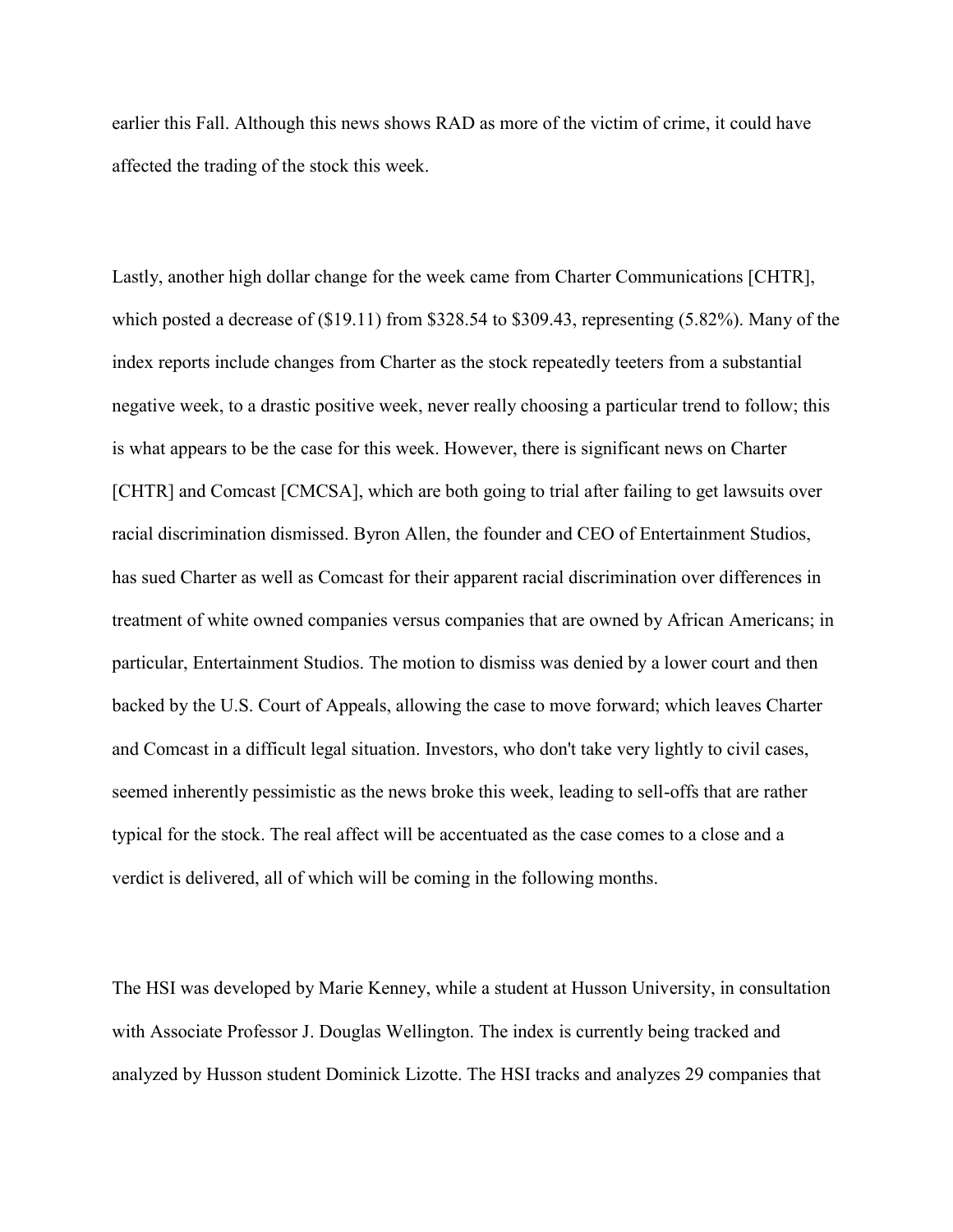earlier this Fall. Although this news shows RAD as more of the victim of crime, it could have affected the trading of the stock this week.

Lastly, another high dollar change for the week came from Charter Communications [CHTR], which posted a decrease of ($19.11) from $328.54 to $309.43, representing (5.82%). Many of the index reports include changes from Charter as the stock repeatedly teeters from a substantial negative week, to a drastic positive week, never really choosing a particular trend to follow; this is what appears to be the case for this week. However, there is significant news on Charter [CHTR] and Comcast [CMCSA], which are both going to trial after failing to get lawsuits over racial discrimination dismissed. Byron Allen, the founder and CEO of Entertainment Studios, has sued Charter as well as Comcast for their apparent racial discrimination over differences in treatment of white owned companies versus companies that are owned by African Americans; in particular, Entertainment Studios. The motion to dismiss was denied by a lower court and then backed by the U.S. Court of Appeals, allowing the case to move forward; which leaves Charter and Comcast in a difficult legal situation. Investors, who don't take very lightly to civil cases, seemed inherently pessimistic as the news broke this week, leading to sell-offs that are rather typical for the stock. The real affect will be accentuated as the case comes to a close and a verdict is delivered, all of which will be coming in the following months.

The HSI was developed by Marie Kenney, while a student at Husson University, in consultation with Associate Professor J. Douglas Wellington. The index is currently being tracked and analyzed by Husson student Dominick Lizotte. The HSI tracks and analyzes 29 companies that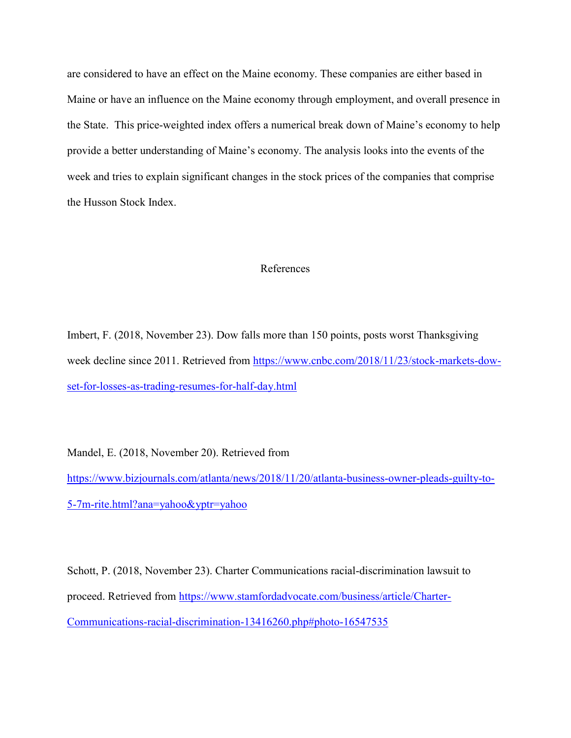are considered to have an effect on the Maine economy. These companies are either based in Maine or have an influence on the Maine economy through employment, and overall presence in the State. This price-weighted index offers a numerical break down of Maine's economy to help provide a better understanding of Maine's economy. The analysis looks into the events of the week and tries to explain significant changes in the stock prices of the companies that comprise the Husson Stock Index.

## References

Imbert, F. (2018, November 23). Dow falls more than 150 points, posts worst Thanksgiving week decline since 2011. Retrieved from https://www.cnbc.com/2018/11/23/stock-markets-dow-set-for-losses-as-trading-resumes-for-half-day.html

Mandel, E. (2018, November 20). Retrieved from https://www.bizjournals.com/atlanta/news/2018/11/20/atlanta-business-owner-pleads-guilty-to-5-7m-rite.html?ana=yahoo&yptr=yahoo

Schott, P. (2018, November 23). Charter Communications racial-discrimination lawsuit to proceed. Retrieved from https://www.stamfordadvocate.com/business/article/Charter-Communications-racial-discrimination-13416260.php#photo-16547535